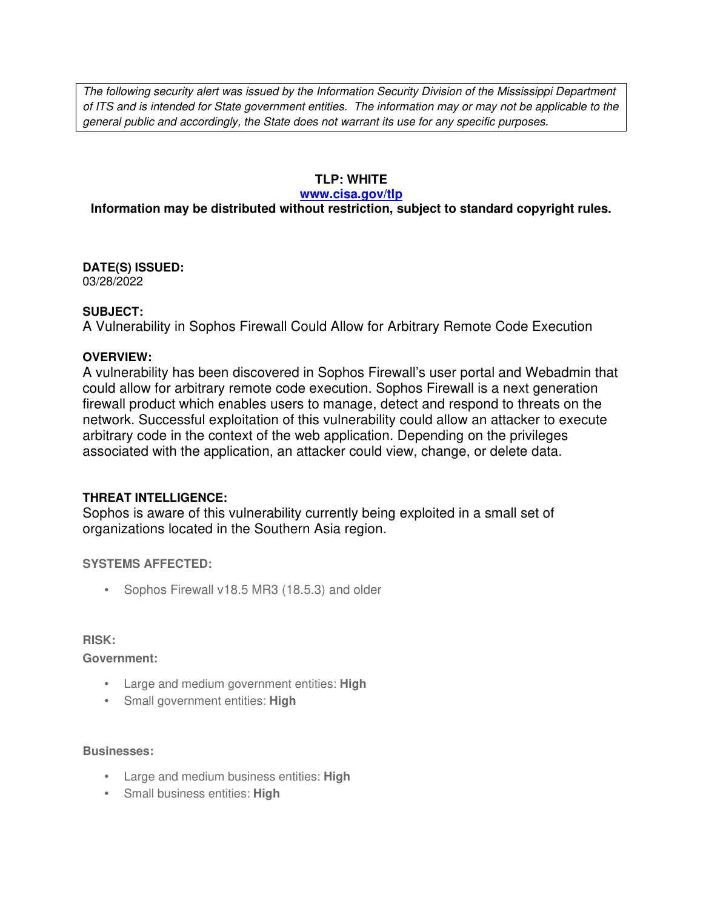*The following security alert was issued by the Information Security Division of the Mississippi Department of ITS and is intended for State government entities. The information may or may not be applicable to the general public and accordingly, the State does not warrant its use for any specific purposes.*

**TLP: WHITE**

**[www.cisa.gov/tlp](www.cisa.gov/tlp)**

**Information may be distributed without restriction, subject to standard copyright rules.**

**DATE(S) ISSUED:**
03/28/2022

**SUBJECT:**
A Vulnerability in Sophos Firewall Could Allow for Arbitrary Remote Code Execution

**OVERVIEW:**
A vulnerability has been discovered in Sophos Firewall's user portal and Webadmin that could allow for arbitrary remote code execution. Sophos Firewall is a next generation firewall product which enables users to manage, detect and respond to threats on the network. Successful exploitation of this vulnerability could allow an attacker to execute arbitrary code in the context of the web application. Depending on the privileges associated with the application, an attacker could view, change, or delete data.

**THREAT INTELLIGENCE:**
Sophos is aware of this vulnerability currently being exploited in a small set of organizations located in the Southern Asia region.

**SYSTEMS AFFECTED:**

- Sophos Firewall v18.5 MR3 (18.5.3) and older

**RISK:**

**Government:**

- Large and medium government entities: **High**
- Small government entities: **High**

**Businesses:**

- Large and medium business entities: **High**
- Small business entities: **High**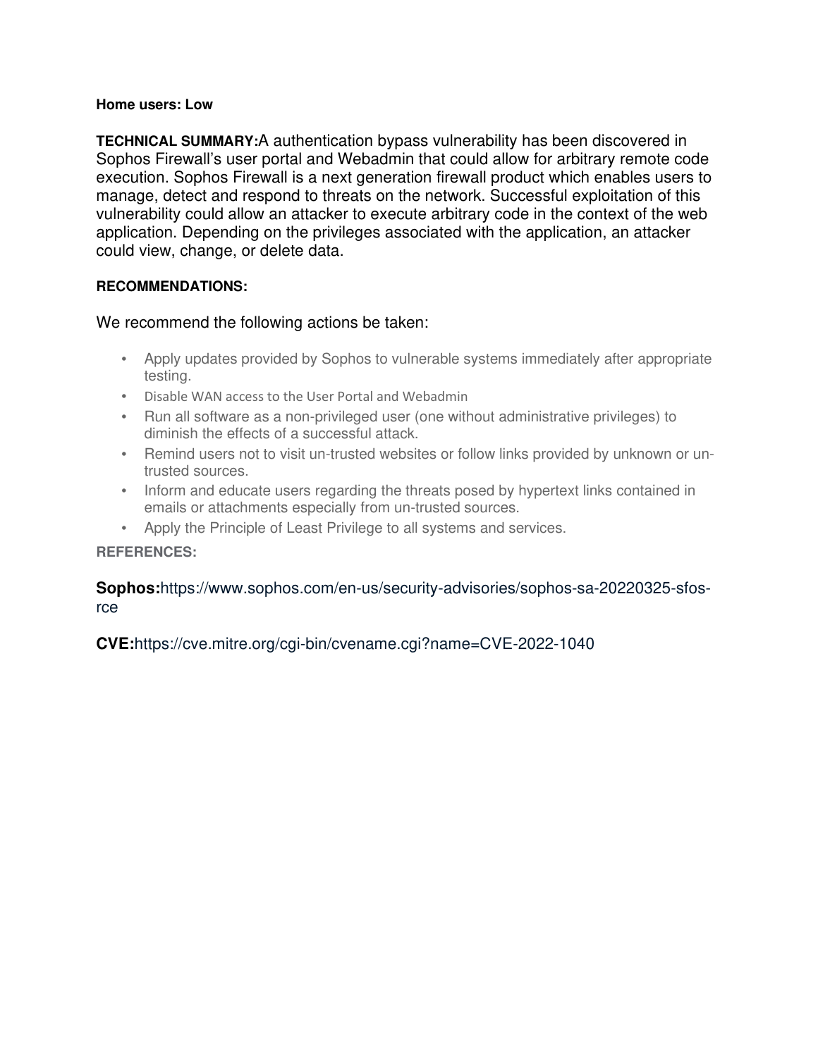**Home users: Low**

**TECHNICAL SUMMARY:**A authentication bypass vulnerability has been discovered in Sophos Firewall's user portal and Webadmin that could allow for arbitrary remote code execution. Sophos Firewall is a next generation firewall product which enables users to manage, detect and respond to threats on the network. Successful exploitation of this vulnerability could allow an attacker to execute arbitrary code in the context of the web application. Depending on the privileges associated with the application, an attacker could view, change, or delete data.

**RECOMMENDATIONS:**

We recommend the following actions be taken:

- Apply updates provided by Sophos to vulnerable systems immediately after appropriate testing.
- Disable WAN access to the User Portal and Webadmin
- Run all software as a non-privileged user (one without administrative privileges) to diminish the effects of a successful attack.
- Remind users not to visit un-trusted websites or follow links provided by unknown or un-trusted sources.
- Inform and educate users regarding the threats posed by hypertext links contained in emails or attachments especially from un-trusted sources.
- Apply the Principle of Least Privilege to all systems and services.

**REFERENCES:**

**Sophos:**https://www.sophos.com/en-us/security-advisories/sophos-sa-20220325-sfos-rce

**CVE:**https://cve.mitre.org/cgi-bin/cvename.cgi?name=CVE-2022-1040